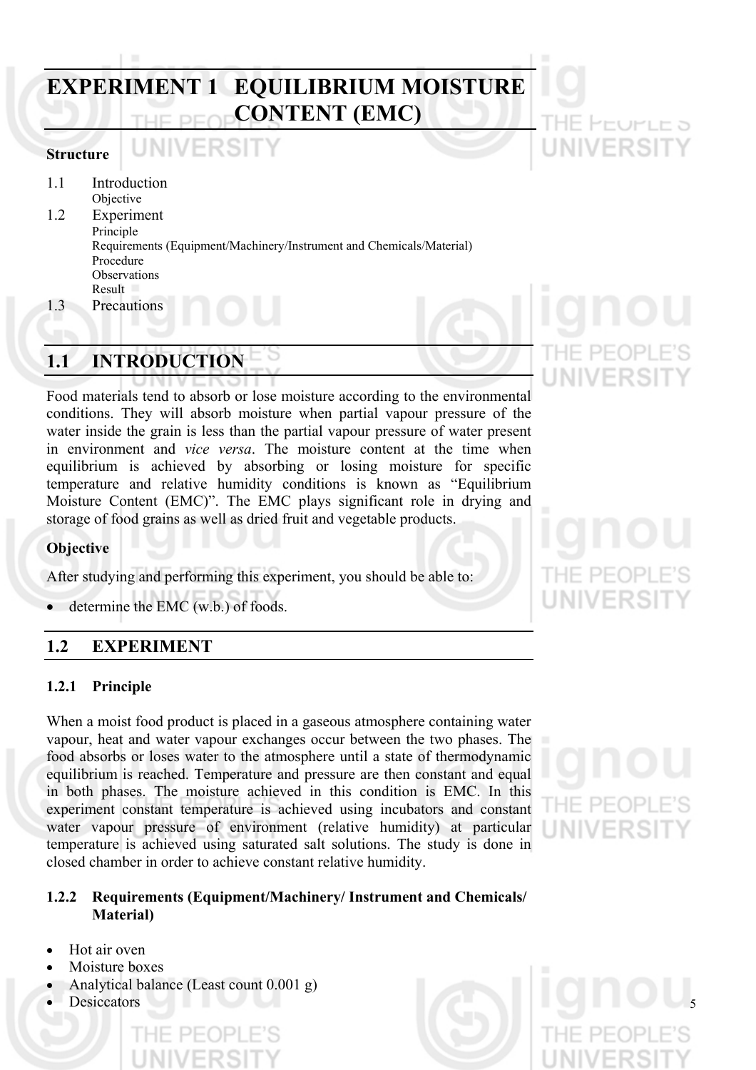# EXPERIMENT 1 EQUILIBRIUM MOISTURE CONTENT (EMC)

**Structure**

1.1 Introduction
    Objective

1.2 Experiment
    Principle
    Requirements (Equipment/Machinery/Instrument and Chemicals/Material)
    Procedure
    Observations
    Result

1.3 Precautions

## 1.1 INTRODUCTION

Food materials tend to absorb or lose moisture according to the environmental conditions. They will absorb moisture when partial vapour pressure of the water inside the grain is less than the partial vapour pressure of water present in environment and *vice versa*. The moisture content at the time when equilibrium is achieved by absorbing or losing moisture for specific temperature and relative humidity conditions is known as "Equilibrium Moisture Content (EMC)". The EMC plays significant role in drying and storage of food grains as well as dried fruit and vegetable products.

### Objective

After studying and performing this experiment, you should be able to:

- determine the EMC (w.b.) of foods.

## 1.2 EXPERIMENT

### 1.2.1 Principle

When a moist food product is placed in a gaseous atmosphere containing water vapour, heat and water vapour exchanges occur between the two phases. The food absorbs or loses water to the atmosphere until a state of thermodynamic equilibrium is reached. Temperature and pressure are then constant and equal in both phases. The moisture achieved in this condition is EMC. In this experiment constant temperature is achieved using incubators and constant water vapour pressure of environment (relative humidity) at particular temperature is achieved using saturated salt solutions. The study is done in closed chamber in order to achieve constant relative humidity.

### 1.2.2 Requirements (Equipment/Machinery/ Instrument and Chemicals/ Material)

- Hot air oven
- Moisture boxes
- Analytical balance (Least count 0.001 g)
- Desiccators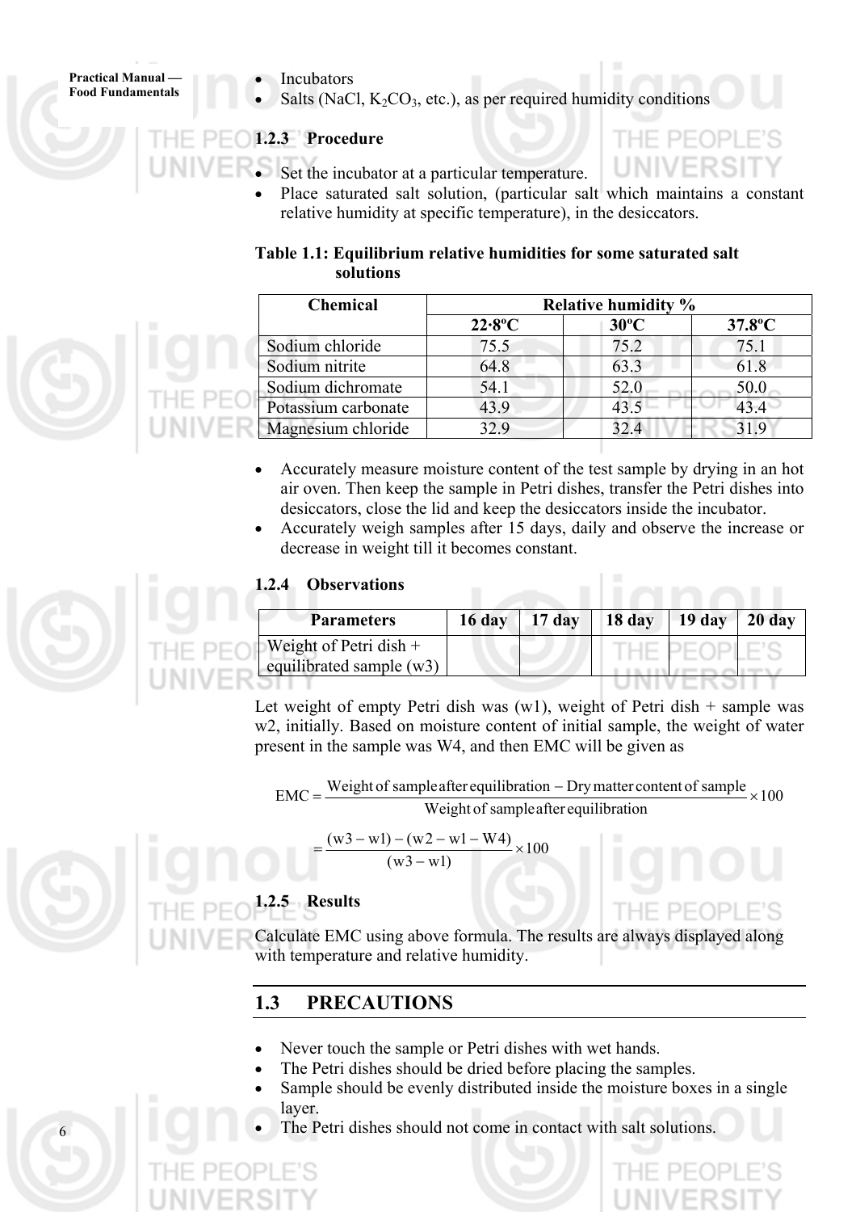- Incubators
- Salts (NaCl, $K_2CO_3$, etc.), as per required humidity conditions

### 1.2.3 Procedure

- Set the incubator at a particular temperature.
- Place saturated salt solution, (particular salt which maintains a constant relative humidity at specific temperature), in the desiccators.

**Table 1.1: Equilibrium relative humidities for some saturated salt solutions**

| Chemical | Relative humidity % | | |
|---|---|---|---|
| | 22·8ºC | 30ºC | 37.8ºC |
| Sodium chloride | 75.5 | 75.2 | 75.1 |
| Sodium nitrite | 64.8 | 63.3 | 61.8 |
| Sodium dichromate | 54.1 | 52.0 | 50.0 |
| Potassium carbonate | 43.9 | 43.5 | 43.4 |
| Magnesium chloride | 32.9 | 32.4 | 31.9 |

- Accurately measure moisture content of the test sample by drying in an hot air oven. Then keep the sample in Petri dishes, transfer the Petri dishes into desiccators, close the lid and keep the desiccators inside the incubator.
- Accurately weigh samples after 15 days, daily and observe the increase or decrease in weight till it becomes constant.

### 1.2.4 Observations

| Parameters | 16 day | 17 day | 18 day | 19 day | 20 day |
|---|---|---|---|---|---|
| Weight of Petri dish + equilibrated sample (w3) | | | | | |

Let weight of empty Petri dish was (w1), weight of Petri dish + sample was w2, initially. Based on moisture content of initial sample, the weight of water present in the sample was W4, and then EMC will be given as

$$\text{EMC} = \frac{\text{Weight of sample after equilibration} - \text{Dry matter content of sample}}{\text{Weight of sample after equilibration}} \times 100$$

$$= \frac{(\text{w3} - \text{w1}) - (\text{w2} - \text{w1} - \text{W4})}{(\text{w3} - \text{w1})} \times 100$$

### 1.2.5 Results

Calculate EMC using above formula. The results are always displayed along with temperature and relative humidity.

## 1.3 PRECAUTIONS

- Never touch the sample or Petri dishes with wet hands.
- The Petri dishes should be dried before placing the samples.
- Sample should be evenly distributed inside the moisture boxes in a single layer.
- The Petri dishes should not come in contact with salt solutions.